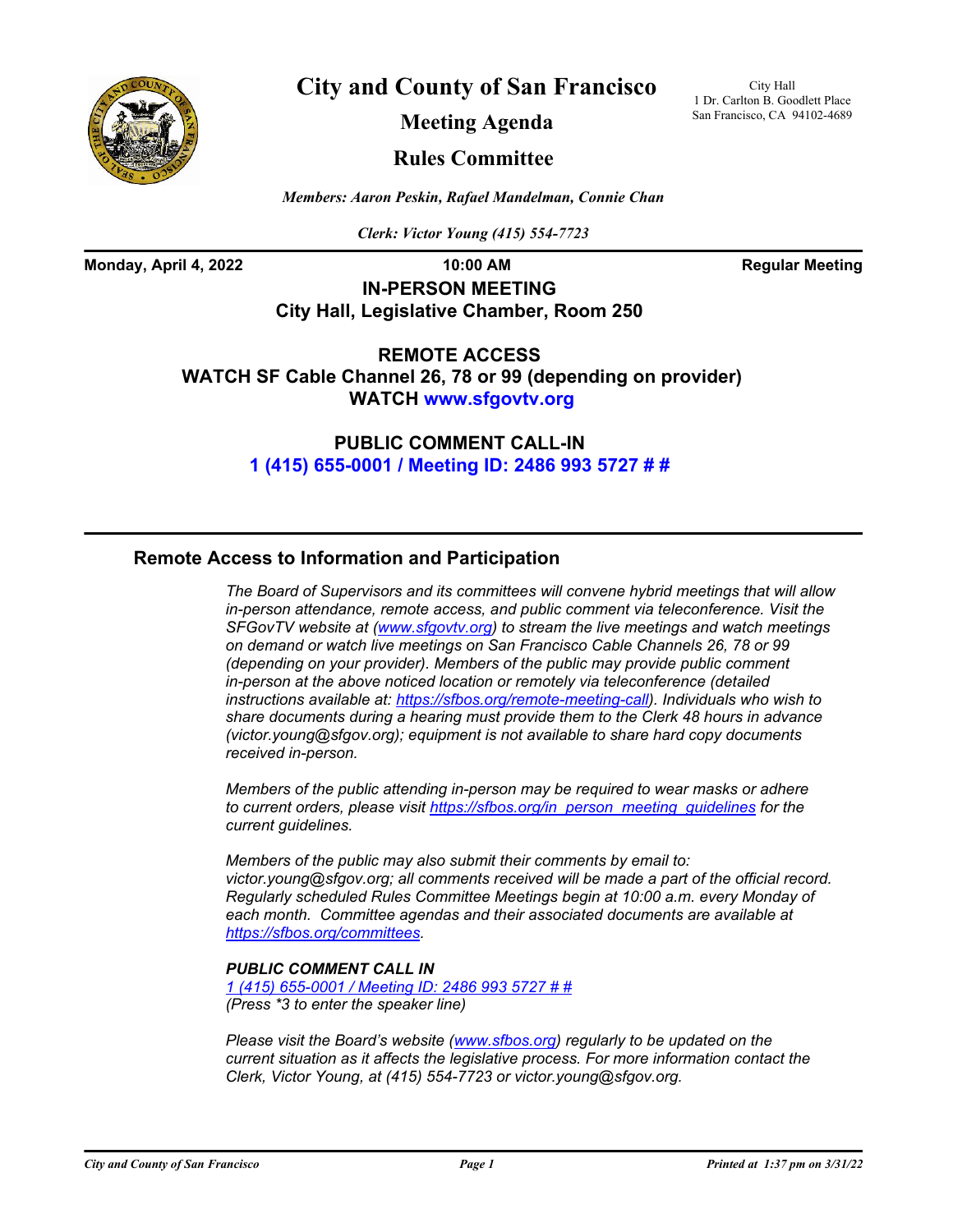# City and County of San Francisco

## Meeting Agenda

## Rules Committee

City Hall
1 Dr. Carlton B. Goodlett Place
San Francisco, CA 94102-4689

*Members: Aaron Peskin, Rafael Mandelman, Connie Chan*

*Clerk: Victor Young (415) 554-7723*

**Monday, April 4, 2022** **10:00 AM** **Regular Meeting**

**IN-PERSON MEETING**
**City Hall, Legislative Chamber, Room 250**

**REMOTE ACCESS**
**WATCH SF Cable Channel 26, 78 or 99 (depending on provider)**
**WATCH www.sfgovtv.org**

**PUBLIC COMMENT CALL-IN**
**1 (415) 655-0001 / Meeting ID: 2486 993 5727 # #**

---

## Remote Access to Information and Participation

*The Board of Supervisors and its committees will convene hybrid meetings that will allow in-person attendance, remote access, and public comment via teleconference. Visit the SFGovTV website at (www.sfgovtv.org) to stream the live meetings and watch meetings on demand or watch live meetings on San Francisco Cable Channels 26, 78 or 99 (depending on your provider). Members of the public may provide public comment in-person at the above noticed location or remotely via teleconference (detailed instructions available at: https://sfbos.org/remote-meeting-call). Individuals who wish to share documents during a hearing must provide them to the Clerk 48 hours in advance (victor.young@sfgov.org); equipment is not available to share hard copy documents received in-person.*

*Members of the public attending in-person may be required to wear masks or adhere to current orders, please visit https://sfbos.org/in_person_meeting_guidelines for the current guidelines.*

*Members of the public may also submit their comments by email to: victor.young@sfgov.org; all comments received will be made a part of the official record. Regularly scheduled Rules Committee Meetings begin at 10:00 a.m. every Monday of each month. Committee agendas and their associated documents are available at https://sfbos.org/committees.*

***PUBLIC COMMENT CALL IN***
*1 (415) 655-0001 / Meeting ID: 2486 993 5727 # #*
*(Press \*3 to enter the speaker line)*

*Please visit the Board's website (www.sfbos.org) regularly to be updated on the current situation as it affects the legislative process. For more information contact the Clerk, Victor Young, at (415) 554-7723 or victor.young@sfgov.org.*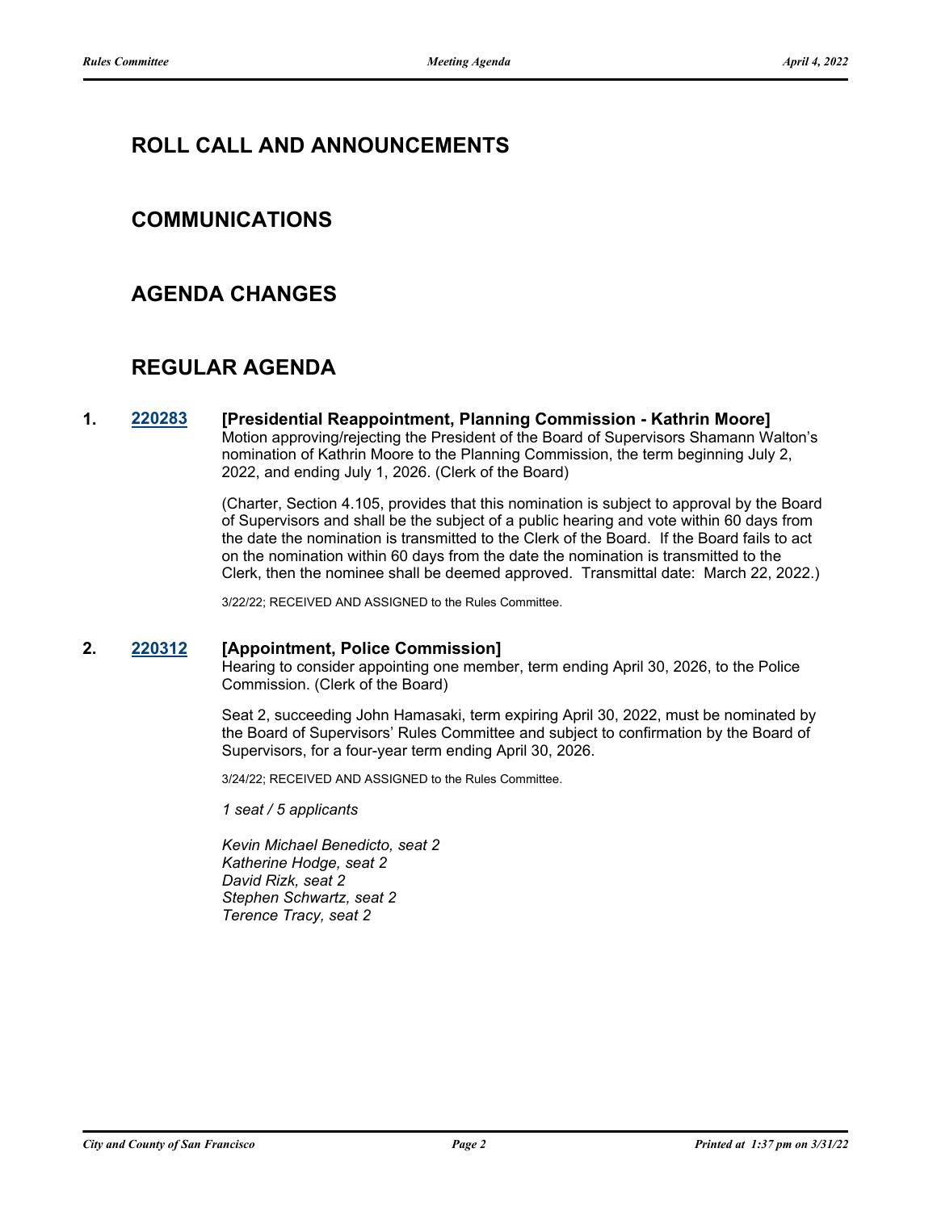## ROLL CALL AND ANNOUNCEMENTS

## COMMUNICATIONS

## AGENDA CHANGES

## REGULAR AGENDA

**1.** **220283** **[Presidential Reappointment, Planning Commission - Kathrin Moore]**

Motion approving/rejecting the President of the Board of Supervisors Shamann Walton's nomination of Kathrin Moore to the Planning Commission, the term beginning July 2, 2022, and ending July 1, 2026. (Clerk of the Board)

(Charter, Section 4.105, provides that this nomination is subject to approval by the Board of Supervisors and shall be the subject of a public hearing and vote within 60 days from the date the nomination is transmitted to the Clerk of the Board. If the Board fails to act on the nomination within 60 days from the date the nomination is transmitted to the Clerk, then the nominee shall be deemed approved. Transmittal date: March 22, 2022.)

3/22/22; RECEIVED AND ASSIGNED to the Rules Committee.

**2.** **220312** **[Appointment, Police Commission]**

Hearing to consider appointing one member, term ending April 30, 2026, to the Police Commission. (Clerk of the Board)

Seat 2, succeeding John Hamasaki, term expiring April 30, 2022, must be nominated by the Board of Supervisors' Rules Committee and subject to confirmation by the Board of Supervisors, for a four-year term ending April 30, 2026.

3/24/22; RECEIVED AND ASSIGNED to the Rules Committee.

*1 seat / 5 applicants*

*Kevin Michael Benedicto, seat 2*
*Katherine Hodge, seat 2*
*David Rizk, seat 2*
*Stephen Schwartz, seat 2*
*Terence Tracy, seat 2*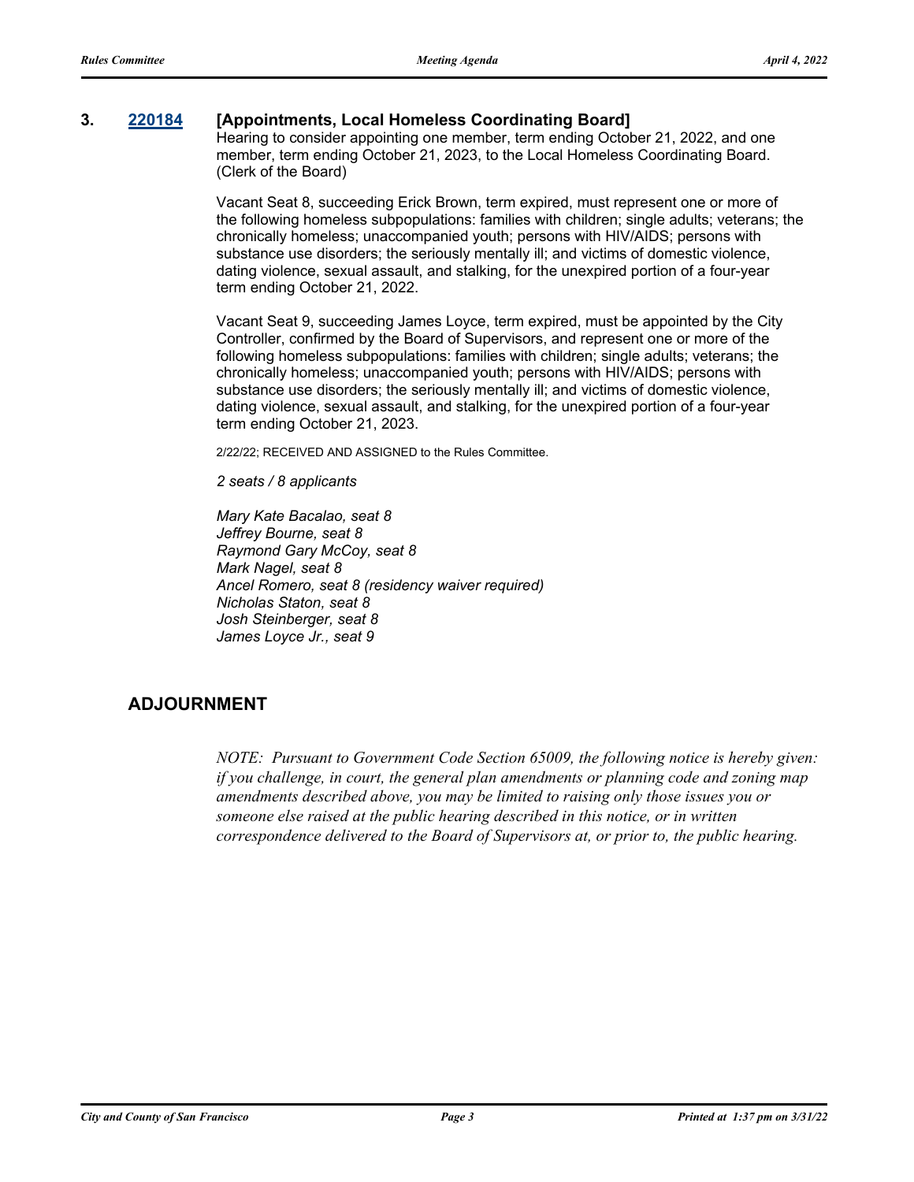### 3. 220184 [Appointments, Local Homeless Coordinating Board]

Hearing to consider appointing one member, term ending October 21, 2022, and one member, term ending October 21, 2023, to the Local Homeless Coordinating Board. (Clerk of the Board)

Vacant Seat 8, succeeding Erick Brown, term expired, must represent one or more of the following homeless subpopulations: families with children; single adults; veterans; the chronically homeless; unaccompanied youth; persons with HIV/AIDS; persons with substance use disorders; the seriously mentally ill; and victims of domestic violence, dating violence, sexual assault, and stalking, for the unexpired portion of a four-year term ending October 21, 2022.

Vacant Seat 9, succeeding James Loyce, term expired, must be appointed by the City Controller, confirmed by the Board of Supervisors, and represent one or more of the following homeless subpopulations: families with children; single adults; veterans; the chronically homeless; unaccompanied youth; persons with HIV/AIDS; persons with substance use disorders; the seriously mentally ill; and victims of domestic violence, dating violence, sexual assault, and stalking, for the unexpired portion of a four-year term ending October 21, 2023.

2/22/22; RECEIVED AND ASSIGNED to the Rules Committee.

*2 seats / 8 applicants*

*Mary Kate Bacalao, seat 8*
*Jeffrey Bourne, seat 8*
*Raymond Gary McCoy, seat 8*
*Mark Nagel, seat 8*
*Ancel Romero, seat 8 (residency waiver required)*
*Nicholas Staton, seat 8*
*Josh Steinberger, seat 8*
*James Loyce Jr., seat 9*

## ADJOURNMENT

*NOTE: Pursuant to Government Code Section 65009, the following notice is hereby given: if you challenge, in court, the general plan amendments or planning code and zoning map amendments described above, you may be limited to raising only those issues you or someone else raised at the public hearing described in this notice, or in written correspondence delivered to the Board of Supervisors at, or prior to, the public hearing.*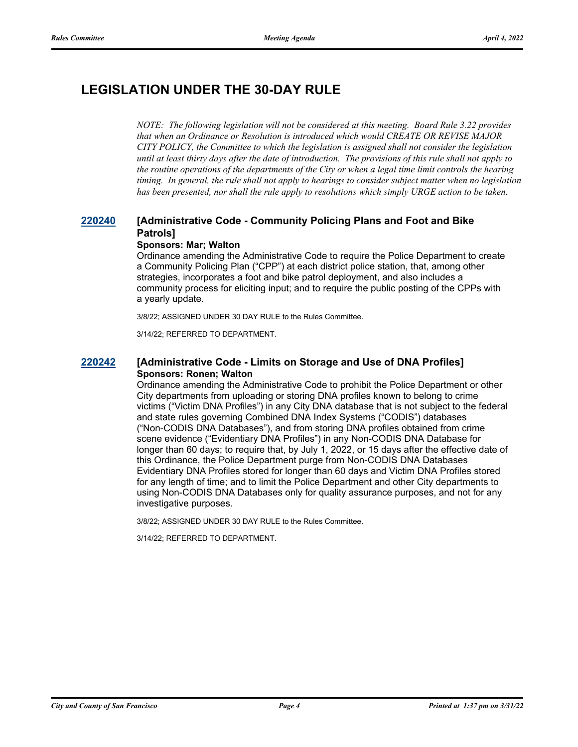## LEGISLATION UNDER THE 30-DAY RULE

*NOTE: The following legislation will not be considered at this meeting. Board Rule 3.22 provides that when an Ordinance or Resolution is introduced which would CREATE OR REVISE MAJOR CITY POLICY, the Committee to which the legislation is assigned shall not consider the legislation until at least thirty days after the date of introduction. The provisions of this rule shall not apply to the routine operations of the departments of the City or when a legal time limit controls the hearing timing. In general, the rule shall not apply to hearings to consider subject matter when no legislation has been presented, nor shall the rule apply to resolutions which simply URGE action to be taken.*

### 220240 [Administrative Code - Community Policing Plans and Foot and Bike Patrols]

**Sponsors: Mar; Walton**

Ordinance amending the Administrative Code to require the Police Department to create a Community Policing Plan ("CPP") at each district police station, that, among other strategies, incorporates a foot and bike patrol deployment, and also includes a community process for eliciting input; and to require the public posting of the CPPs with a yearly update.

3/8/22; ASSIGNED UNDER 30 DAY RULE to the Rules Committee.

3/14/22; REFERRED TO DEPARTMENT.

### 220242 [Administrative Code - Limits on Storage and Use of DNA Profiles]

**Sponsors: Ronen; Walton**

Ordinance amending the Administrative Code to prohibit the Police Department or other City departments from uploading or storing DNA profiles known to belong to crime victims ("Victim DNA Profiles") in any City DNA database that is not subject to the federal and state rules governing Combined DNA Index Systems ("CODIS") databases ("Non-CODIS DNA Databases"), and from storing DNA profiles obtained from crime scene evidence ("Evidentiary DNA Profiles") in any Non-CODIS DNA Database for longer than 60 days; to require that, by July 1, 2022, or 15 days after the effective date of this Ordinance, the Police Department purge from Non-CODIS DNA Databases Evidentiary DNA Profiles stored for longer than 60 days and Victim DNA Profiles stored for any length of time; and to limit the Police Department and other City departments to using Non-CODIS DNA Databases only for quality assurance purposes, and not for any investigative purposes.

3/8/22; ASSIGNED UNDER 30 DAY RULE to the Rules Committee.

3/14/22; REFERRED TO DEPARTMENT.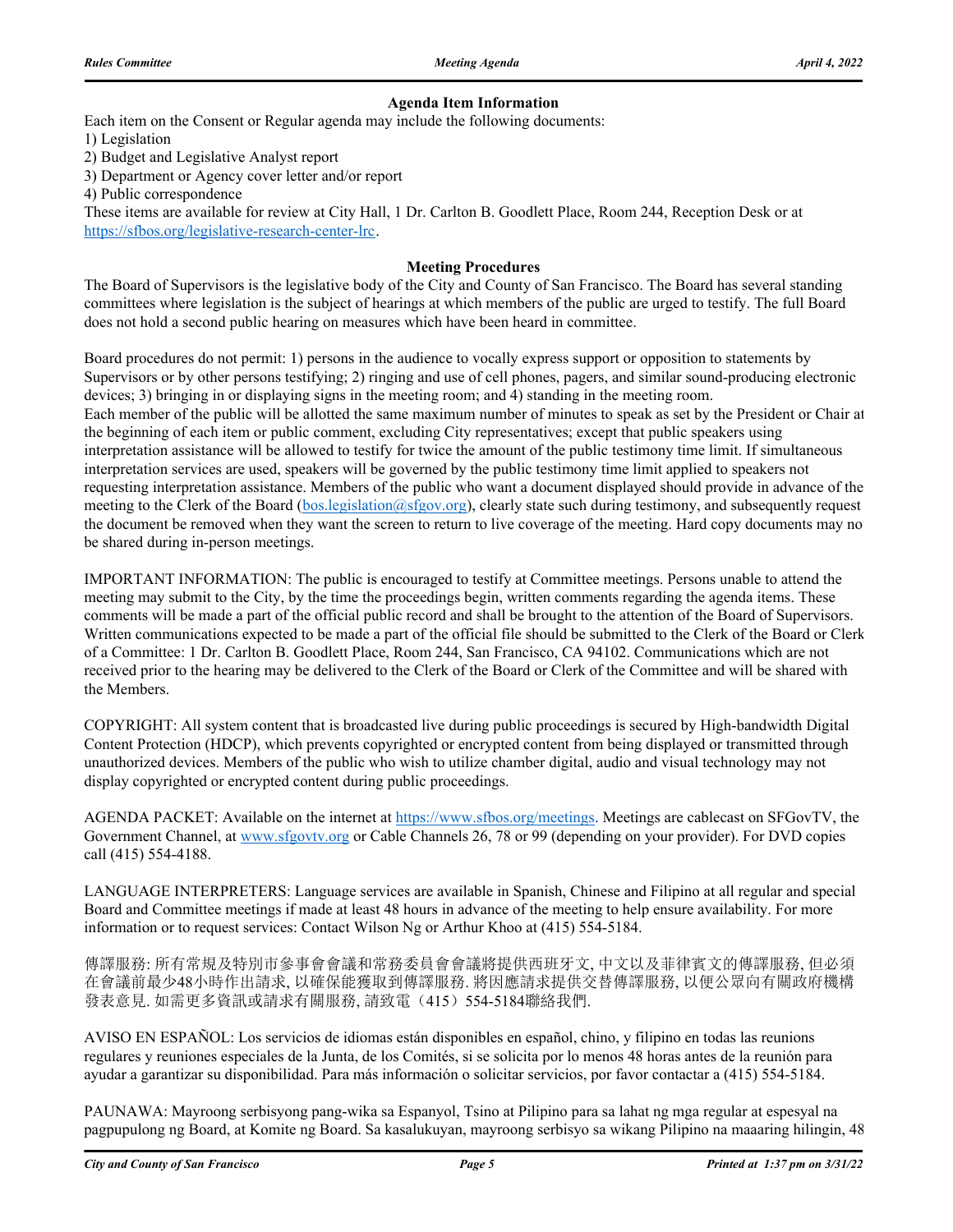### Agenda Item Information

Each item on the Consent or Regular agenda may include the following documents:

1) Legislation
2) Budget and Legislative Analyst report
3) Department or Agency cover letter and/or report
4) Public correspondence

These items are available for review at City Hall, 1 Dr. Carlton B. Goodlett Place, Room 244, Reception Desk or at https://sfbos.org/legislative-research-center-lrc.

### Meeting Procedures

The Board of Supervisors is the legislative body of the City and County of San Francisco. The Board has several standing committees where legislation is the subject of hearings at which members of the public are urged to testify. The full Board does not hold a second public hearing on measures which have been heard in committee.

Board procedures do not permit: 1) persons in the audience to vocally express support or opposition to statements by Supervisors or by other persons testifying; 2) ringing and use of cell phones, pagers, and similar sound-producing electronic devices; 3) bringing in or displaying signs in the meeting room; and 4) standing in the meeting room.
Each member of the public will be allotted the same maximum number of minutes to speak as set by the President or Chair at the beginning of each item or public comment, excluding City representatives; except that public speakers using interpretation assistance will be allowed to testify for twice the amount of the public testimony time limit. If simultaneous interpretation services are used, speakers will be governed by the public testimony time limit applied to speakers not requesting interpretation assistance. Members of the public who want a document displayed should provide in advance of the meeting to the Clerk of the Board (bos.legislation@sfgov.org), clearly state such during testimony, and subsequently request the document be removed when they want the screen to return to live coverage of the meeting. Hard copy documents may not be shared during in-person meetings.

IMPORTANT INFORMATION: The public is encouraged to testify at Committee meetings. Persons unable to attend the meeting may submit to the City, by the time the proceedings begin, written comments regarding the agenda items. These comments will be made a part of the official public record and shall be brought to the attention of the Board of Supervisors. Written communications expected to be made a part of the official file should be submitted to the Clerk of the Board or Clerk of a Committee: 1 Dr. Carlton B. Goodlett Place, Room 244, San Francisco, CA 94102. Communications which are not received prior to the hearing may be delivered to the Clerk of the Board or Clerk of the Committee and will be shared with the Members.

COPYRIGHT: All system content that is broadcasted live during public proceedings is secured by High-bandwidth Digital Content Protection (HDCP), which prevents copyrighted or encrypted content from being displayed or transmitted through unauthorized devices. Members of the public who wish to utilize chamber digital, audio and visual technology may not display copyrighted or encrypted content during public proceedings.

AGENDA PACKET: Available on the internet at https://www.sfbos.org/meetings. Meetings are cablecast on SFGovTV, the Government Channel, at www.sfgovtv.org or Cable Channels 26, 78 or 99 (depending on your provider). For DVD copies call (415) 554-4188.

LANGUAGE INTERPRETERS: Language services are available in Spanish, Chinese and Filipino at all regular and special Board and Committee meetings if made at least 48 hours in advance of the meeting to help ensure availability. For more information or to request services: Contact Wilson Ng or Arthur Khoo at (415) 554-5184.

傳譯服務: 所有常規及特別市參事會會議和常務委員會會議將提供西班牙文, 中文以及菲律賓文的傳譯服務, 但必須在會議前最少48小時作出請求, 以確保能獲取到傳譯服務. 將因應請求提供交替傳譯服務, 以便公眾向有關政府機構發表意見. 如需更多資訊或請求有關服務, 請致電（415）554-5184聯絡我們.

AVISO EN ESPAÑOL: Los servicios de idiomas están disponibles en español, chino, y filipino en todas las reunions regulares y reuniones especiales de la Junta, de los Comités, si se solicita por lo menos 48 horas antes de la reunión para ayudar a garantizar su disponibilidad. Para más información o solicitar servicios, por favor contactar a (415) 554-5184.

PAUNAWA: Mayroong serbisyong pang-wika sa Espanyol, Tsino at Pilipino para sa lahat ng mga regular at espesyal na pagpupulong ng Board, at Komite ng Board. Sa kasalukuyan, mayroong serbisyo sa wikang Pilipino na maaaring hilingin, 48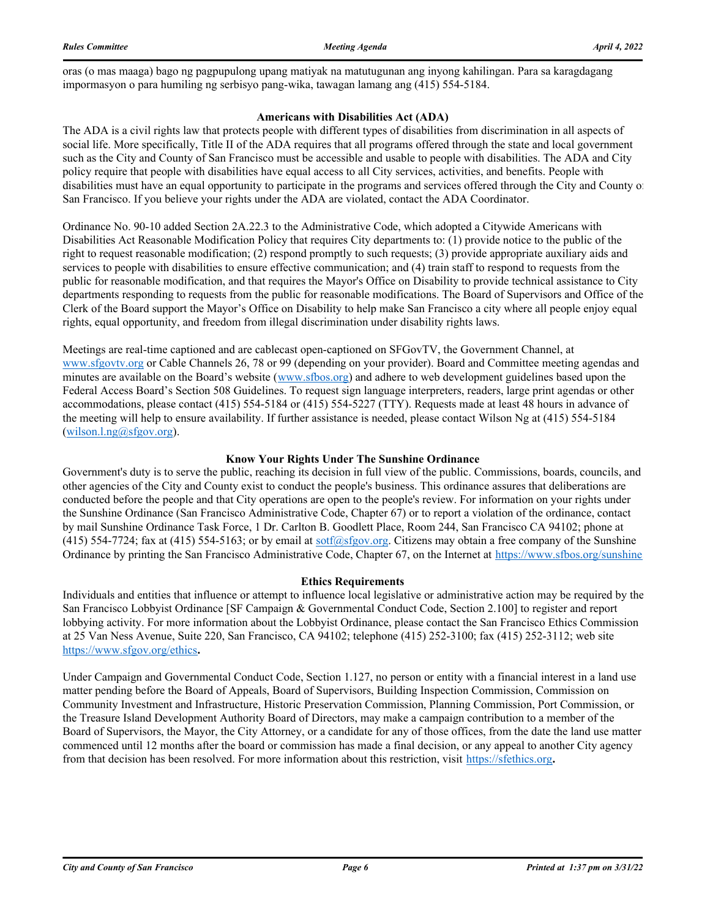oras (o mas maaga) bago ng pagpupulong upang matiyak na matutugunan ang inyong kahilingan. Para sa karagdagang impormasyon o para humiling ng serbisyo pang-wika, tawagan lamang ang (415) 554-5184.

### Americans with Disabilities Act (ADA)

The ADA is a civil rights law that protects people with different types of disabilities from discrimination in all aspects of social life. More specifically, Title II of the ADA requires that all programs offered through the state and local government such as the City and County of San Francisco must be accessible and usable to people with disabilities. The ADA and City policy require that people with disabilities have equal access to all City services, activities, and benefits. People with disabilities must have an equal opportunity to participate in the programs and services offered through the City and County of San Francisco. If you believe your rights under the ADA are violated, contact the ADA Coordinator.

Ordinance No. 90-10 added Section 2A.22.3 to the Administrative Code, which adopted a Citywide Americans with Disabilities Act Reasonable Modification Policy that requires City departments to: (1) provide notice to the public of the right to request reasonable modification; (2) respond promptly to such requests; (3) provide appropriate auxiliary aids and services to people with disabilities to ensure effective communication; and (4) train staff to respond to requests from the public for reasonable modification, and that requires the Mayor's Office on Disability to provide technical assistance to City departments responding to requests from the public for reasonable modifications. The Board of Supervisors and Office of the Clerk of the Board support the Mayor's Office on Disability to help make San Francisco a city where all people enjoy equal rights, equal opportunity, and freedom from illegal discrimination under disability rights laws.

Meetings are real-time captioned and are cablecast open-captioned on SFGovTV, the Government Channel, at www.sfgovtv.org or Cable Channels 26, 78 or 99 (depending on your provider). Board and Committee meeting agendas and minutes are available on the Board's website (www.sfbos.org) and adhere to web development guidelines based upon the Federal Access Board's Section 508 Guidelines. To request sign language interpreters, readers, large print agendas or other accommodations, please contact (415) 554-5184 or (415) 554-5227 (TTY). Requests made at least 48 hours in advance of the meeting will help to ensure availability. If further assistance is needed, please contact Wilson Ng at (415) 554-5184 (wilson.l.ng@sfgov.org).

### Know Your Rights Under The Sunshine Ordinance

Government's duty is to serve the public, reaching its decision in full view of the public. Commissions, boards, councils, and other agencies of the City and County exist to conduct the people's business. This ordinance assures that deliberations are conducted before the people and that City operations are open to the people's review. For information on your rights under the Sunshine Ordinance (San Francisco Administrative Code, Chapter 67) or to report a violation of the ordinance, contact by mail Sunshine Ordinance Task Force, 1 Dr. Carlton B. Goodlett Place, Room 244, San Francisco CA 94102; phone at (415) 554-7724; fax at (415) 554-5163; or by email at sotf@sfgov.org. Citizens may obtain a free company of the Sunshine Ordinance by printing the San Francisco Administrative Code, Chapter 67, on the Internet at https://www.sfbos.org/sunshine

### Ethics Requirements

Individuals and entities that influence or attempt to influence local legislative or administrative action may be required by the San Francisco Lobbyist Ordinance [SF Campaign & Governmental Conduct Code, Section 2.100] to register and report lobbying activity. For more information about the Lobbyist Ordinance, please contact the San Francisco Ethics Commission at 25 Van Ness Avenue, Suite 220, San Francisco, CA 94102; telephone (415) 252-3100; fax (415) 252-3112; web site https://www.sfgov.org/ethics.

Under Campaign and Governmental Conduct Code, Section 1.127, no person or entity with a financial interest in a land use matter pending before the Board of Appeals, Board of Supervisors, Building Inspection Commission, Commission on Community Investment and Infrastructure, Historic Preservation Commission, Planning Commission, Port Commission, or the Treasure Island Development Authority Board of Directors, may make a campaign contribution to a member of the Board of Supervisors, the Mayor, the City Attorney, or a candidate for any of those offices, from the date the land use matter commenced until 12 months after the board or commission has made a final decision, or any appeal to another City agency from that decision has been resolved. For more information about this restriction, visit https://sfethics.org.